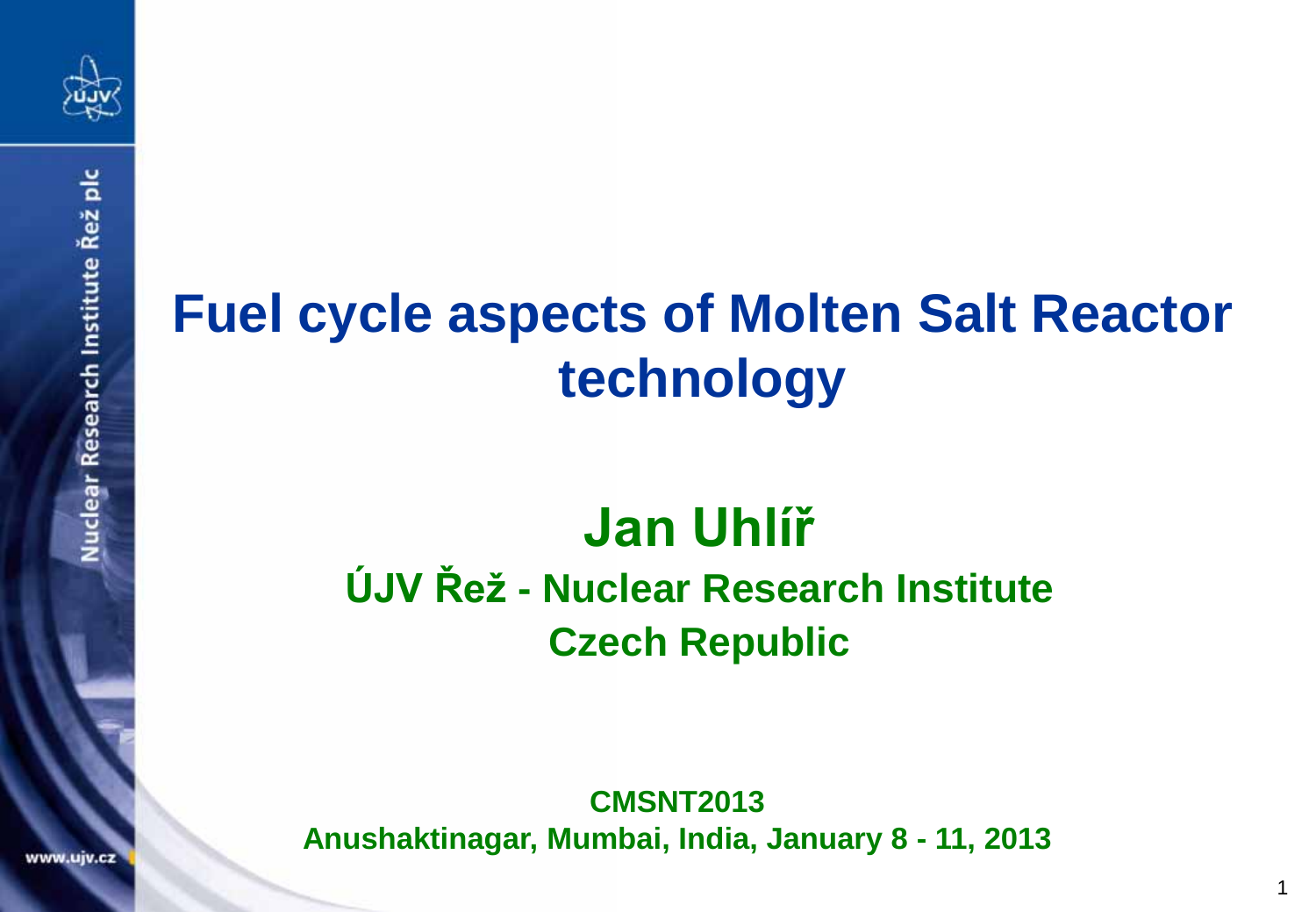# Fuel cycle aspects of Molten Salt Reactor technology

## Jan Uhlíř

**ÚJV Řež - Nuclear Research Institute**

**Czech Republic**

**CMSNT2013**

**Anushaktinagar, Mumbai, India, January 8 - 11, 2013**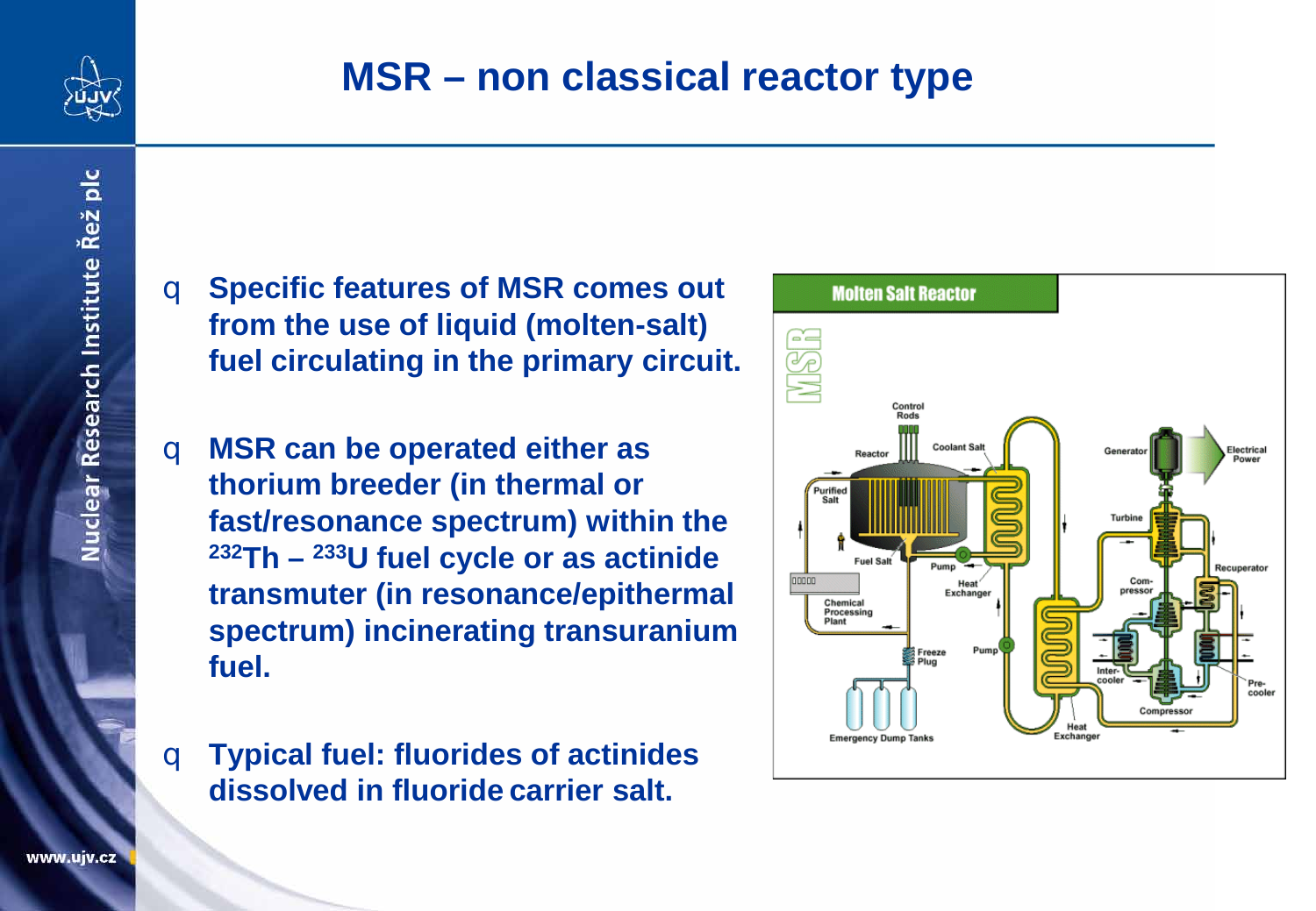# MSR – non classical reactor type

- **Specific features of MSR comes out from the use of liquid (molten-salt) fuel circulating in the primary circuit.**
- **MSR can be operated either as thorium breeder (in thermal or fast/resonance spectrum) within the $^{232}$Th – $^{233}$U fuel cycle or as actinide transmuter (in resonance/epithermal spectrum) incinerating transuranium fuel.**
- **Typical fuel: fluorides of actinides dissolved in fluoride carrier salt.**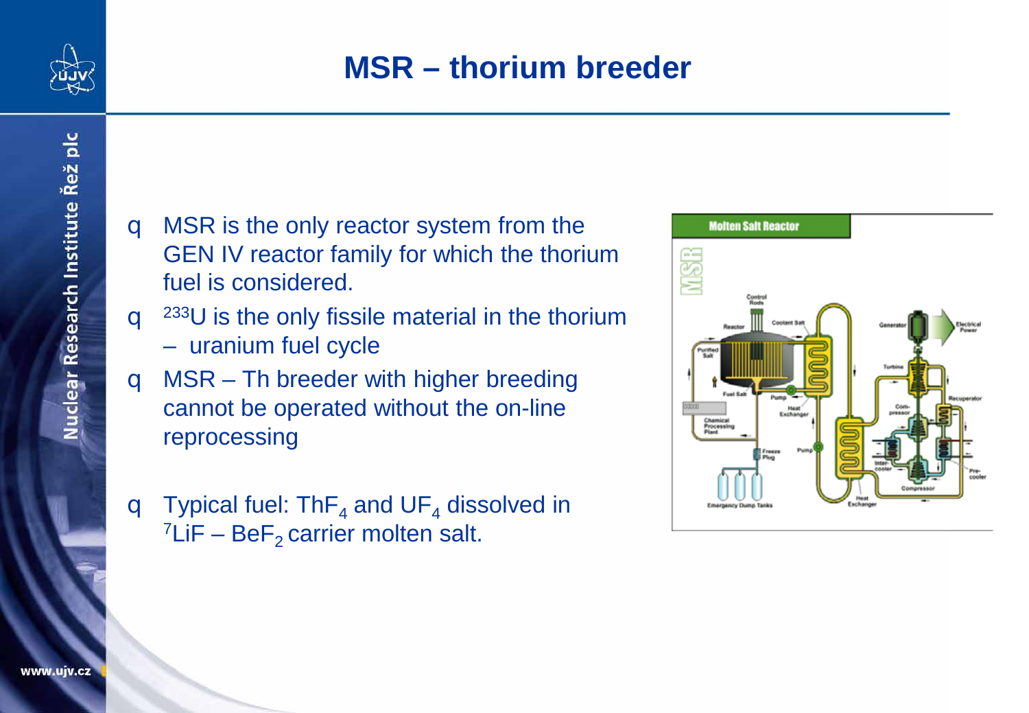# MSR – thorium breeder

- MSR is the only reactor system from the GEN IV reactor family for which the thorium fuel is considered.
- $^{233}U$ is the only fissile material in the thorium – uranium fuel cycle
- MSR – Th breeder with higher breeding cannot be operated without the on-line reprocessing
- Typical fuel: $ThF_4$ and $UF_4$ dissolved in $^{7}LiF$ – $BeF_2$ carrier molten salt.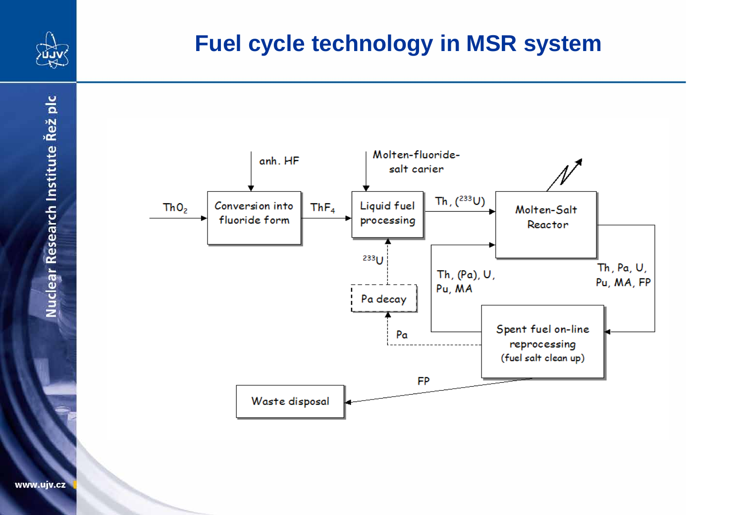# Fuel cycle technology in MSR system

$ThO_2$ → **Conversion into fluoride form** (input: anh. HF) → $ThF_4$ → **Liquid fuel processing** (input: Molten-fluoride-salt carier) → Th, ($^{233}U$) → **Molten-Salt Reactor**

**Molten-Salt Reactor** → Th, Pa, U, Pu, MA, FP → **Spent fuel on-line reprocessing (fuel salt clean up)**

**Spent fuel on-line reprocessing (fuel salt clean up)** → Th, (Pa), U, Pu, MA → **Molten-Salt Reactor**

**Spent fuel on-line reprocessing (fuel salt clean up)** → Pa → **Pa decay** → $^{233}U$ → **Liquid fuel processing**

**Spent fuel on-line reprocessing (fuel salt clean up)** → FP → **Waste disposal**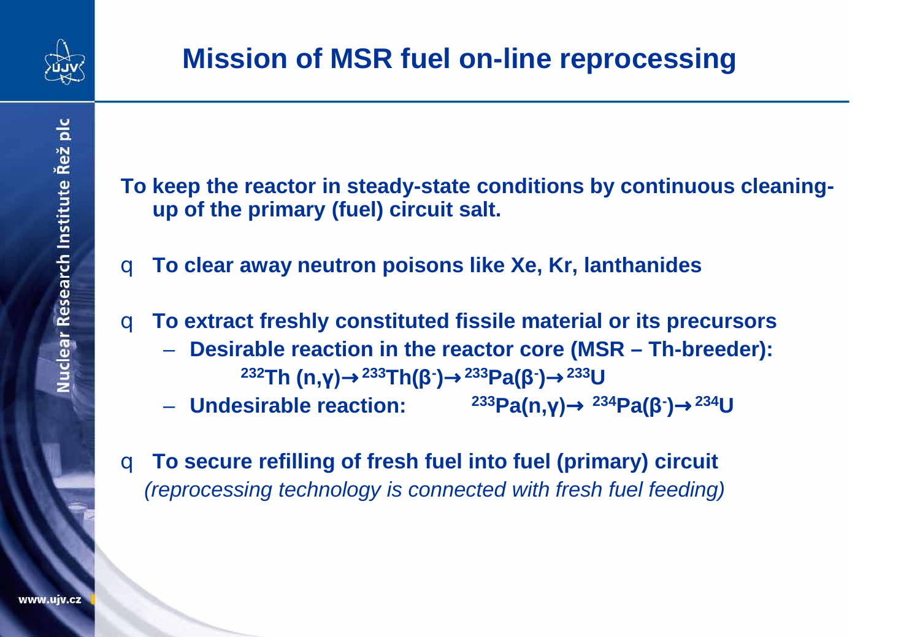# Mission of MSR fuel on-line reprocessing

**To keep the reactor in steady-state conditions by continuous cleaning-up of the primary (fuel) circuit salt.**

- **To clear away neutron poisons like Xe, Kr, lanthanides**

- **To extract freshly constituted fissile material or its precursors**
  - **Desirable reaction in the reactor core (MSR – Th-breeder):**
    $$^{232}Th\ (n,\gamma) \rightarrow {}^{233}Th(\beta^-) \rightarrow {}^{233}Pa(\beta^-) \rightarrow {}^{233}U$$
  - **Undesirable reaction:** $^{233}Pa(n,\gamma) \rightarrow {}^{234}Pa(\beta^-) \rightarrow {}^{234}U$

- **To secure refilling of fresh fuel into fuel (primary) circuit**
  *(reprocessing technology is connected with fresh fuel feeding)*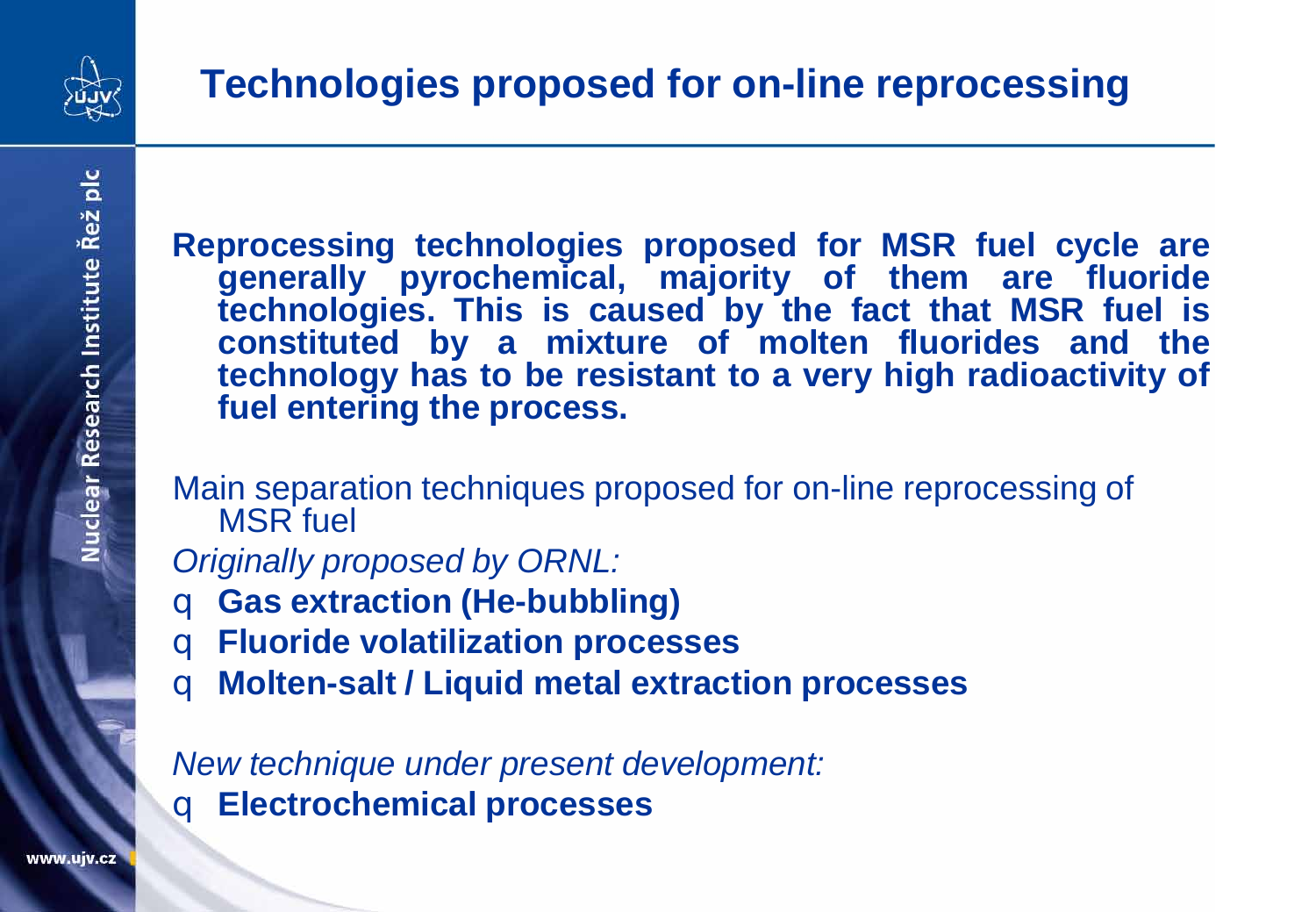# Technologies proposed for on-line reprocessing

**Reprocessing technologies proposed for MSR fuel cycle are generally pyrochemical, majority of them are fluoride technologies. This is caused by the fact that MSR fuel is constituted by a mixture of molten fluorides and the technology has to be resistant to a very high radioactivity of fuel entering the process.**

Main separation techniques proposed for on-line reprocessing of MSR fuel

*Originally proposed by ORNL:*

- **Gas extraction (He-bubbling)**
- **Fluoride volatilization processes**
- **Molten-salt / Liquid metal extraction processes**

*New technique under present development:*

- **Electrochemical processes**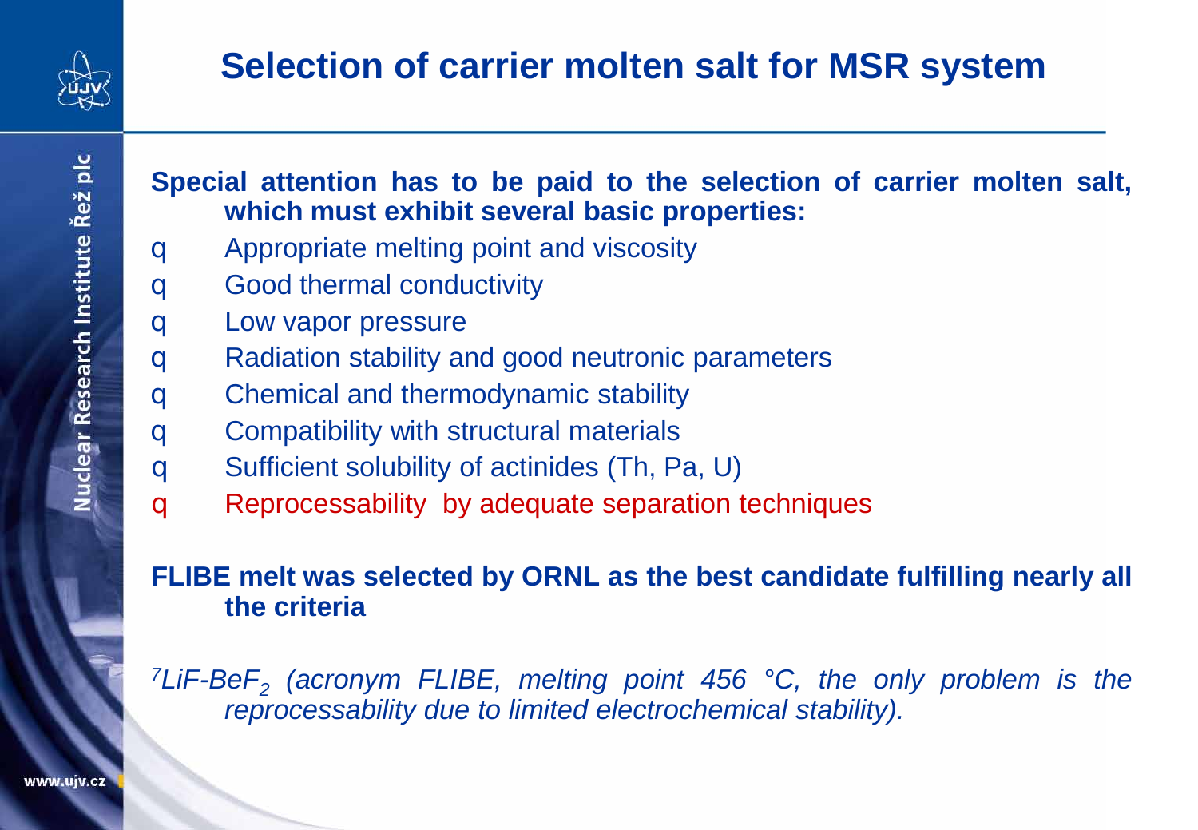# Selection of carrier molten salt for MSR system

**Special attention has to be paid to the selection of carrier molten salt, which must exhibit several basic properties:**

- Appropriate melting point and viscosity
- Good thermal conductivity
- Low vapor pressure
- Radiation stability and good neutronic parameters
- Chemical and thermodynamic stability
- Compatibility with structural materials
- Sufficient solubility of actinides (Th, Pa, U)
- Reprocessability by adequate separation techniques

**FLIBE melt was selected by ORNL as the best candidate fulfilling nearly all the criteria**

*$^{7}LiF$-$BeF_2$ (acronym FLIBE, melting point 456 °C, the only problem is the reprocessability due to limited electrochemical stability).*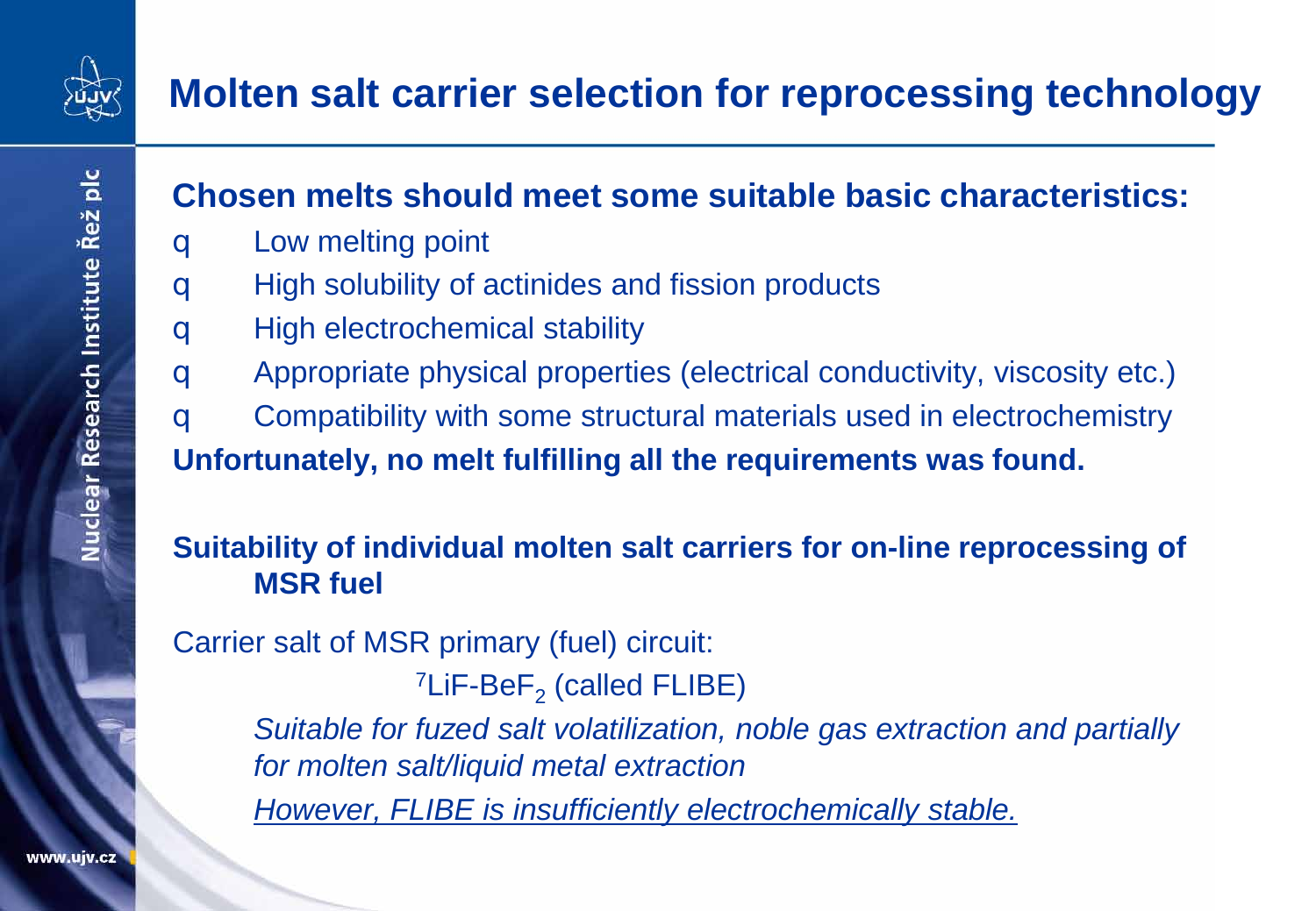# Molten salt carrier selection for reprocessing technology

**Chosen melts should meet some suitable basic characteristics:**

- Low melting point
- High solubility of actinides and fission products
- High electrochemical stability
- Appropriate physical properties (electrical conductivity, viscosity etc.)
- Compatibility with some structural materials used in electrochemistry

**Unfortunately, no melt fulfilling all the requirements was found.**

**Suitability of individual molten salt carriers for on-line reprocessing of MSR fuel**

Carrier salt of MSR primary (fuel) circuit:

$^{7}LiF$-$BeF_2$ (called FLIBE)

*Suitable for fuzed salt volatilization, noble gas extraction and partially for molten salt/liquid metal extraction*

*However, FLIBE is insufficiently electrochemically stable.*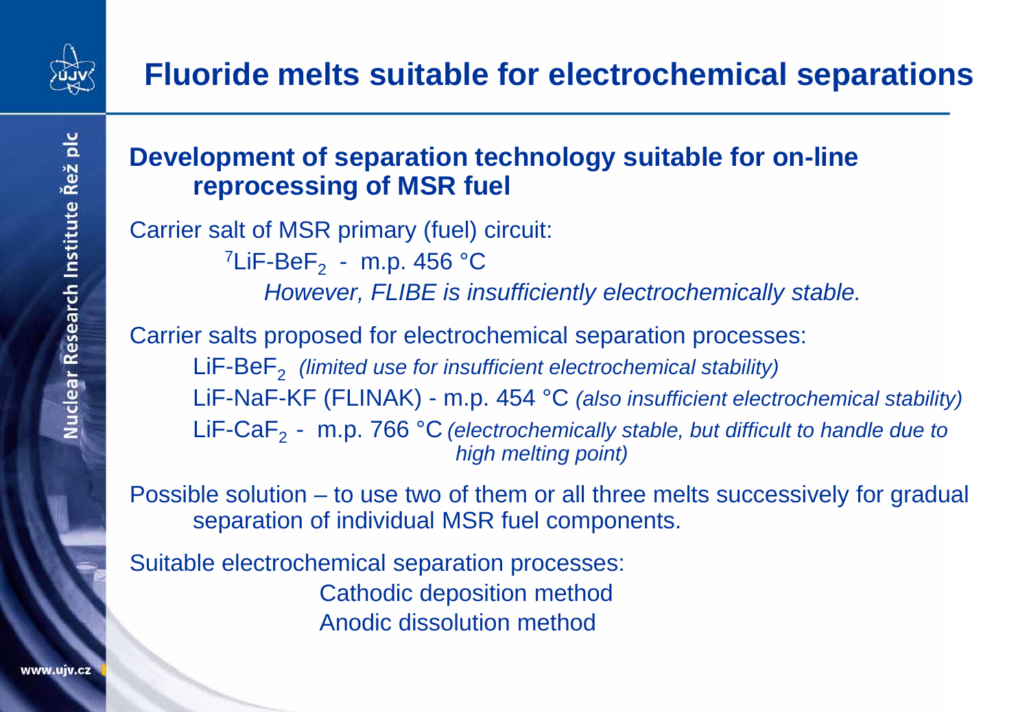# Fluoride melts suitable for electrochemical separations

**Development of separation technology suitable for on-line reprocessing of MSR fuel**

Carrier salt of MSR primary (fuel) circuit:

$^{7}LiF$-$BeF_2$ - m.p. 456 °C

*However, FLIBE is insufficiently electrochemically stable.*

Carrier salts proposed for electrochemical separation processes:

- $LiF$-$BeF_2$ *(limited use for insufficient electrochemical stability)*
- LiF-NaF-KF (FLINAK) - m.p. 454 °C *(also insufficient electrochemical stability)*
- $LiF$-$CaF_2$ - m.p. 766 °C *(electrochemically stable, but difficult to handle due to high melting point)*

Possible solution – to use two of them or all three melts successively for gradual separation of individual MSR fuel components.

Suitable electrochemical separation processes:

- Cathodic deposition method
- Anodic dissolution method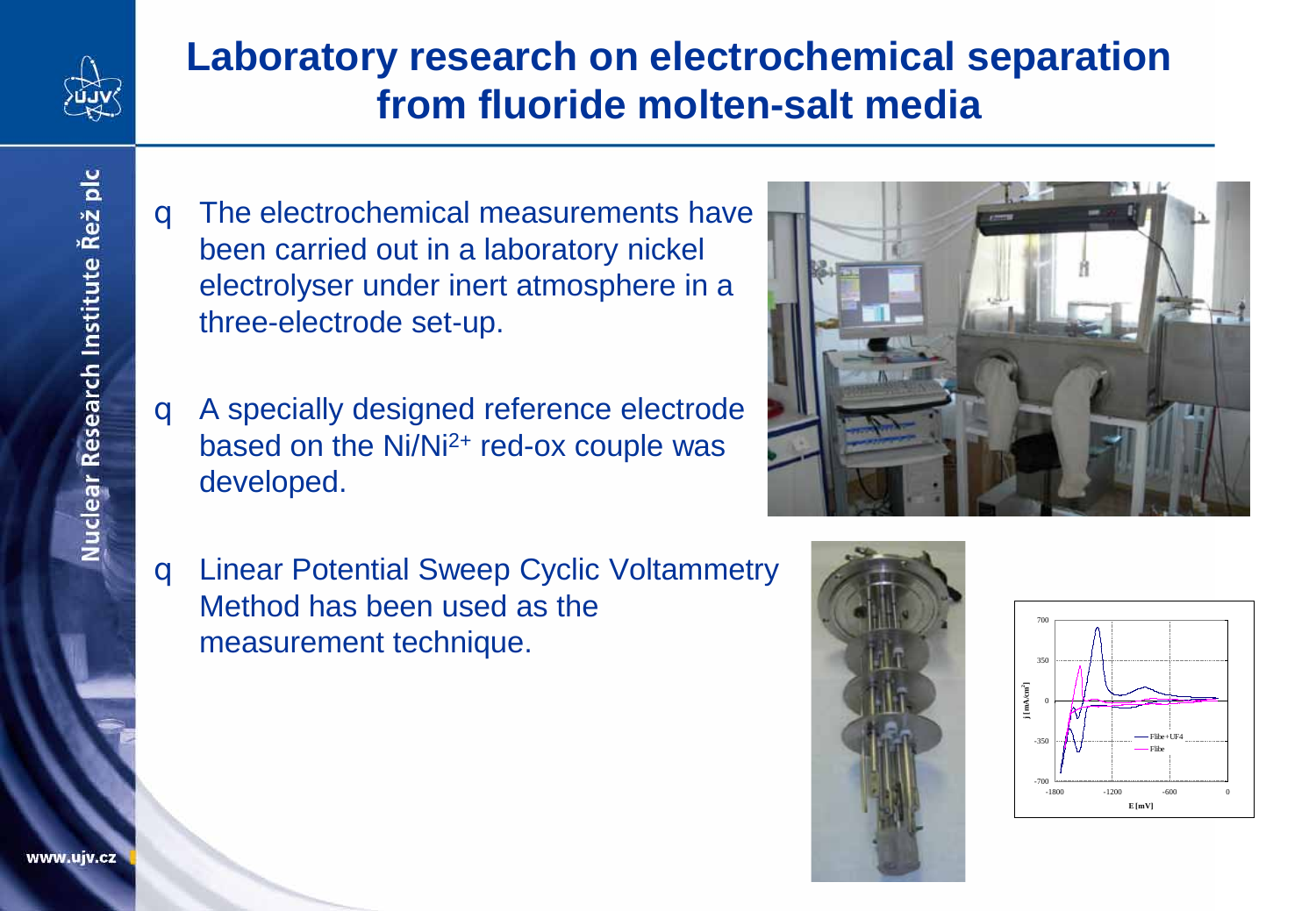# Laboratory research on electrochemical separation from fluoride molten-salt media

- The electrochemical measurements have been carried out in a laboratory nickel electrolyser under inert atmosphere in a three-electrode set-up.
- A specially designed reference electrode based on the $Ni/Ni^{2+}$ red-ox couple was developed.
- Linear Potential Sweep Cyclic Voltammetry Method has been used as the measurement technique.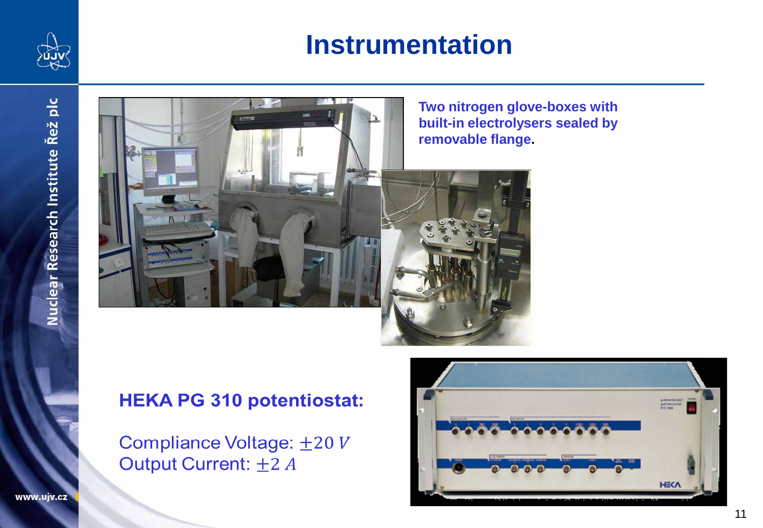# Instrumentation

**Two nitrogen glove-boxes with built-in electrolysers sealed by removable flange.**

**HEKA PG 310 potentiostat:**

Compliance Voltage: $\pm 20\ V$
Output Current: $\pm 2\ A$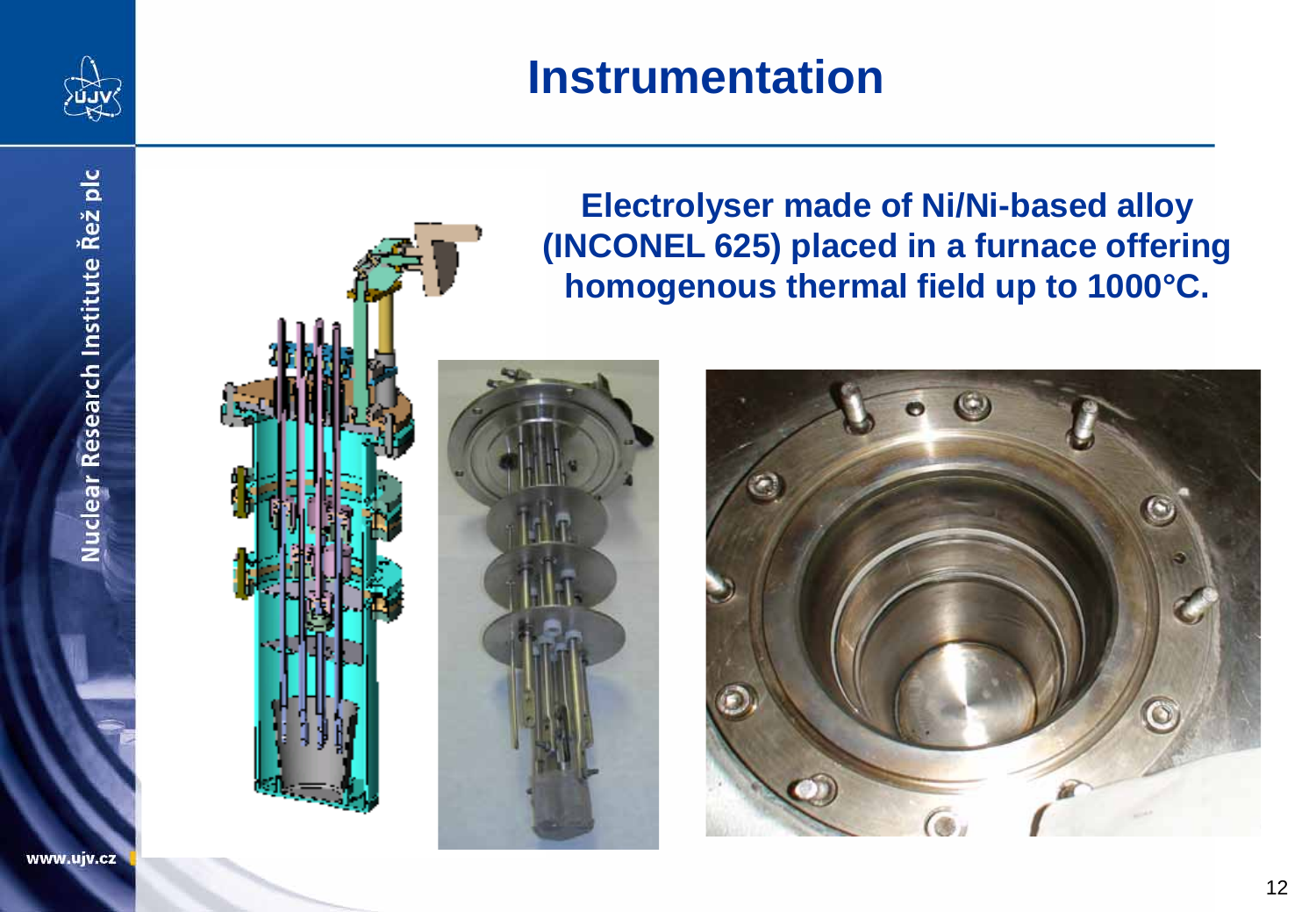# Instrumentation

**Electrolyser made of Ni/Ni-based alloy (INCONEL 625) placed in a furnace offering homogenous thermal field up to 1000°C.**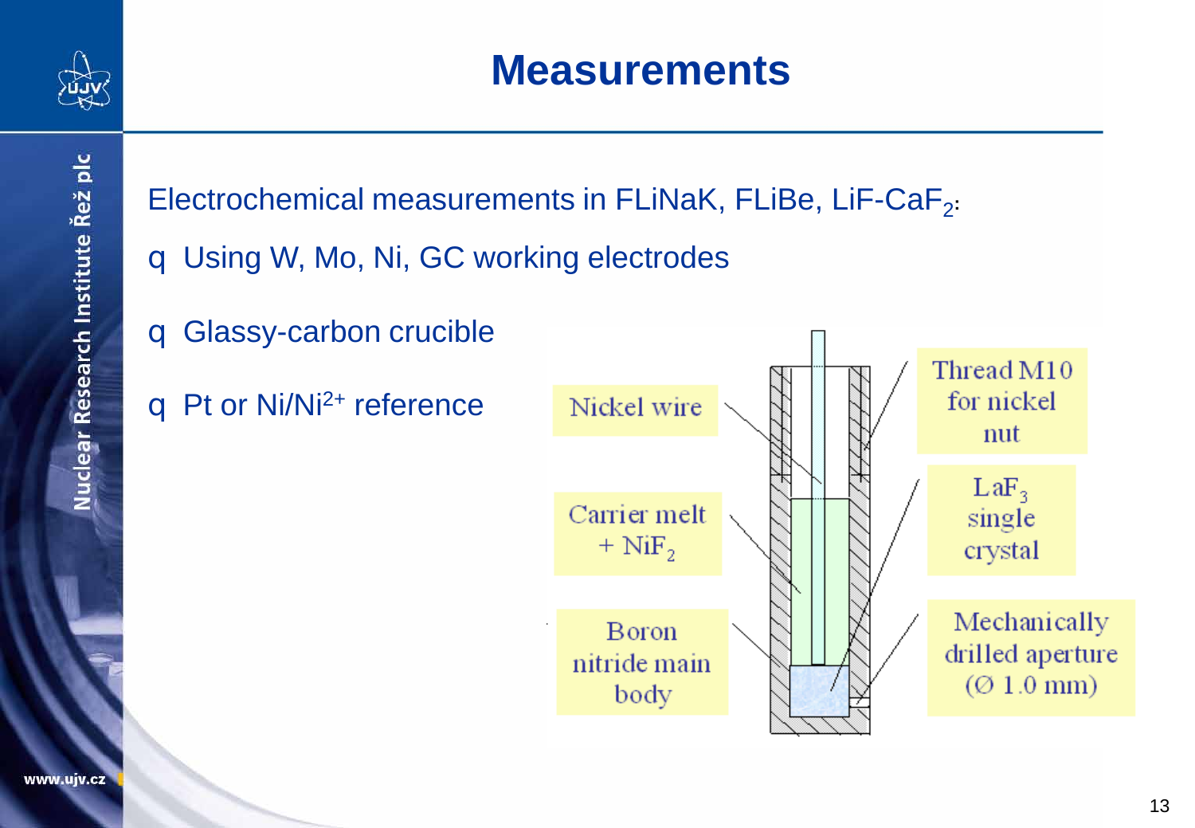# Measurements

Electrochemical measurements in FLiNaK, FLiBe, LiF-$CaF_2$:

- Using W, Mo, Ni, GC working electrodes
- Glassy-carbon crucible
- Pt or $Ni/Ni^{2+}$ reference

Nickel wire

Carrier melt + $NiF_2$

Boron nitride main body

Thread M10 for nickel nut

$LaF_3$ single crystal

Mechanically drilled aperture (Ø 1.0 mm)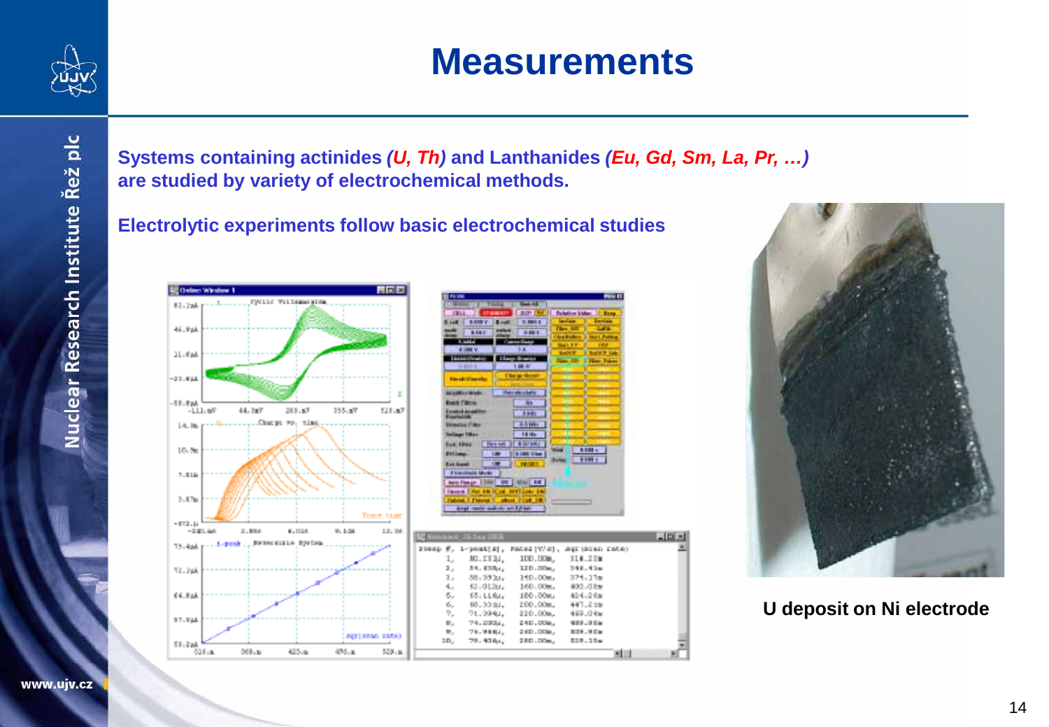# Measurements

**Systems containing actinides *(U, Th)* and Lanthanides *(Eu, Gd, Sm, La, Pr, …)* are studied by variety of electrochemical methods.**

**Electrolytic experiments follow basic electrochemical studies**

**U deposit on Ni electrode**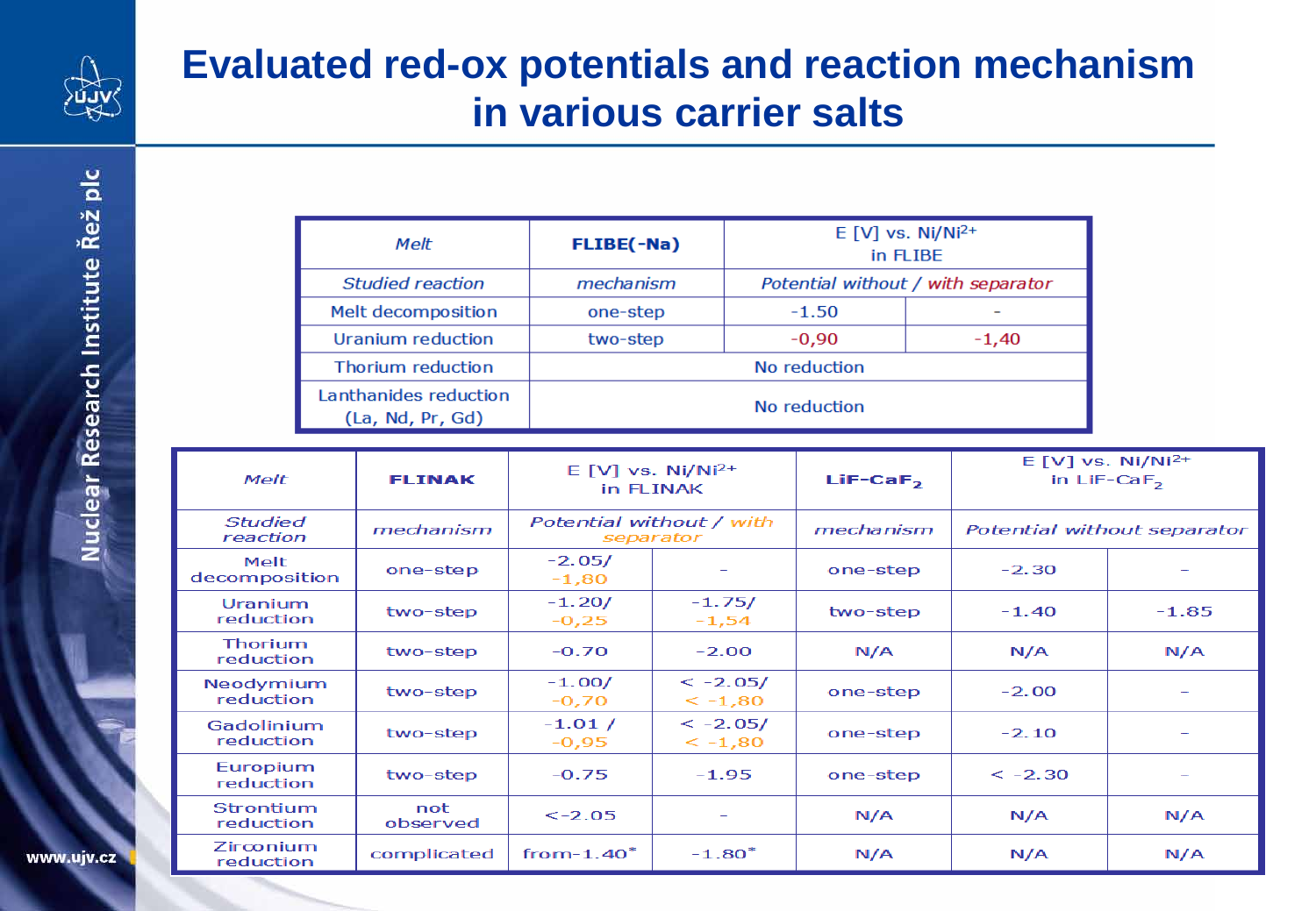# Evaluated red-ox potentials and reaction mechanism in various carrier salts

| *Melt* | **FLIBE(-Na)** | E [V] vs. $Ni/Ni^{2+}$ in FLIBE | |
|---|---|---|---|
| *Studied reaction* | *mechanism* | *Potential without / with separator* | |
| Melt decomposition | one-step | -1.50 | - |
| Uranium reduction | two-step | -0,90 | -1,40 |
| Thorium reduction | No reduction | | |
| Lanthanides reduction (La, Nd, Pr, Gd) | No reduction | | |

| *Melt* | **FLINAK** | E [V] vs. $Ni/Ni^{2+}$ in FLINAK | | **$LiF$-$CaF_2$** | E [V] vs. $Ni/Ni^{2+}$ in $LiF$-$CaF_2$ | |
|---|---|---|---|---|---|---|
| *Studied reaction* | *mechanism* | *Potential without / with separator* | | *mechanism* | *Potential without separator* | |
| Melt decomposition | one-step | -2.05/ -1,80 | - | one-step | -2.30 | - |
| Uranium reduction | two-step | -1.20/ -0,25 | -1.75/ -1,54 | two-step | -1.40 | -1.85 |
| Thorium reduction | two-step | -0.70 | -2.00 | N/A | N/A | N/A |
| Neodymium reduction | two-step | -1.00/ -0,70 | < -2.05/ < -1,80 | one-step | -2.00 | - |
| Gadolinium reduction | two-step | -1.01 / -0,95 | < -2.05/ < -1,80 | one-step | -2.10 | - |
| Europium reduction | two-step | -0.75 | -1.95 | one-step | < -2.30 | - |
| Strontium reduction | not observed | <-2.05 | - | N/A | N/A | N/A |
| Zirconium reduction | complicated | from -1.40* | -1.80* | N/A | N/A | N/A |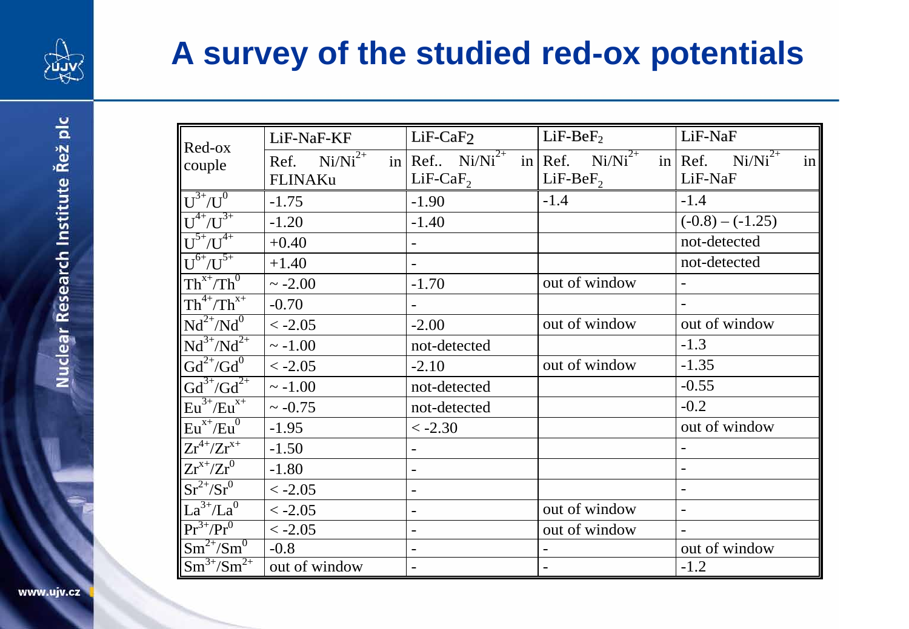# A survey of the studied red-ox potentials

| Red-ox couple | LiF-NaF-KF | $LiF-CaF_2$ | $LiF-BeF_2$ | LiF-NaF |
|---|---|---|---|---|
| | Ref. $Ni/Ni^{2+}$ in FLINAKu | Ref.. $Ni/Ni^{2+}$ in $LiF-CaF_2$ | Ref. $Ni/Ni^{2+}$ in $LiF-BeF_2$ | Ref. $Ni/Ni^{2+}$ in LiF-NaF |
| $U^{3+}/U^0$ | -1.75 | -1.90 | -1.4 | -1.4 |
| $U^{4+}/U^{3+}$ | -1.20 | -1.40 | | (-0.8) – (-1.25) |
| $U^{5+}/U^{4+}$ | +0.40 | - | | not-detected |
| $U^{6+}/U^{5+}$ | +1.40 | - | | not-detected |
| $Th^{x+}/Th^0$ | ~ -2.00 | -1.70 | out of window | - |
| $Th^{4+}/Th^{x+}$ | -0.70 | - | | - |
| $Nd^{2+}/Nd^0$ | < -2.05 | -2.00 | out of window | out of window |
| $Nd^{3+}/Nd^{2+}$ | ~ -1.00 | not-detected | | -1.3 |
| $Gd^{2+}/Gd^0$ | < -2.05 | -2.10 | out of window | -1.35 |
| $Gd^{3+}/Gd^{2+}$ | ~ -1.00 | not-detected | | -0.55 |
| $Eu^{3+}/Eu^{x+}$ | ~ -0.75 | not-detected | | -0.2 |
| $Eu^{x+}/Eu^0$ | -1.95 | < -2.30 | | out of window |
| $Zr^{4+}/Zr^{x+}$ | -1.50 | - | | - |
| $Zr^{x+}/Zr^0$ | -1.80 | - | | - |
| $Sr^{2+}/Sr^0$ | < -2.05 | - | | - |
| $La^{3+}/La^0$ | < -2.05 | - | out of window | - |
| $Pr^{3+}/Pr^0$ | < -2.05 | - | out of window | - |
| $Sm^{2+}/Sm^0$ | -0.8 | - | - | out of window |
| $Sm^{3+}/Sm^{2+}$ | out of window | - | - | -1.2 |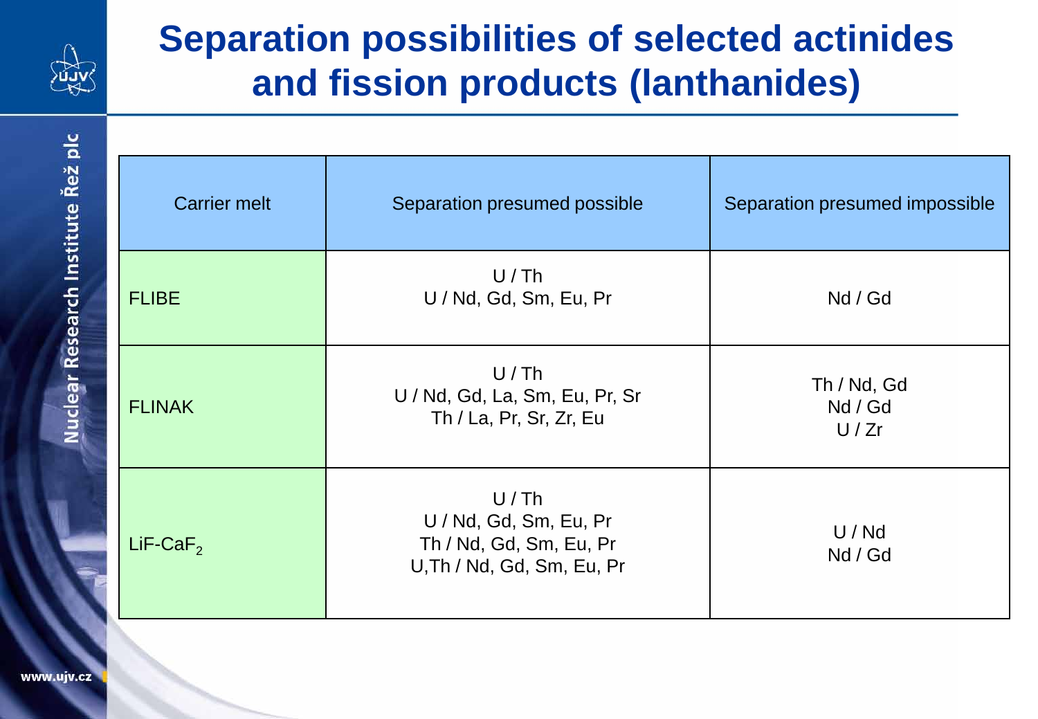# Separation possibilities of selected actinides and fission products (lanthanides)

| Carrier melt | Separation presumed possible | Separation presumed impossible |
|---|---|---|
| FLIBE | U / Th<br>U / Nd, Gd, Sm, Eu, Pr | Nd / Gd |
| FLINAK | U / Th<br>U / Nd, Gd, La, Sm, Eu, Pr, Sr<br>Th / La, Pr, Sr, Zr, Eu | Th / Nd, Gd<br>Nd / Gd<br>U / Zr |
| LiF-$CaF_2$ | U / Th<br>U / Nd, Gd, Sm, Eu, Pr<br>Th / Nd, Gd, Sm, Eu, Pr<br>U,Th / Nd, Gd, Sm, Eu, Pr | U / Nd<br>Nd / Gd |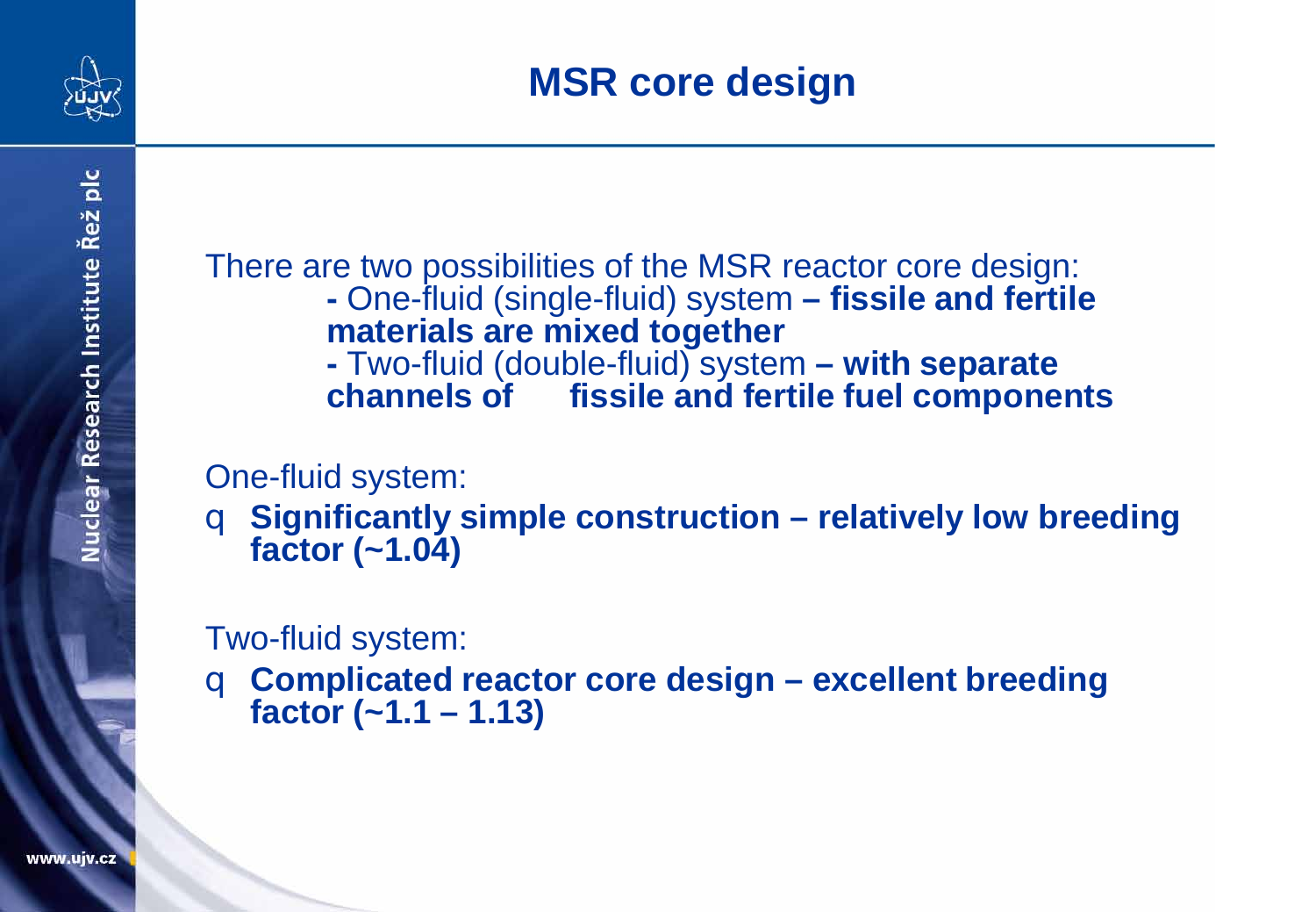# MSR core design

There are two possibilities of the MSR reactor core design:

- One-fluid (single-fluid) system **– fissile and fertile materials are mixed together**
- Two-fluid (double-fluid) system **– with separate channels of fissile and fertile fuel components**

One-fluid system:

- **Significantly simple construction – relatively low breeding factor (~1.04)**

Two-fluid system:

- **Complicated reactor core design – excellent breeding factor (~1.1 – 1.13)**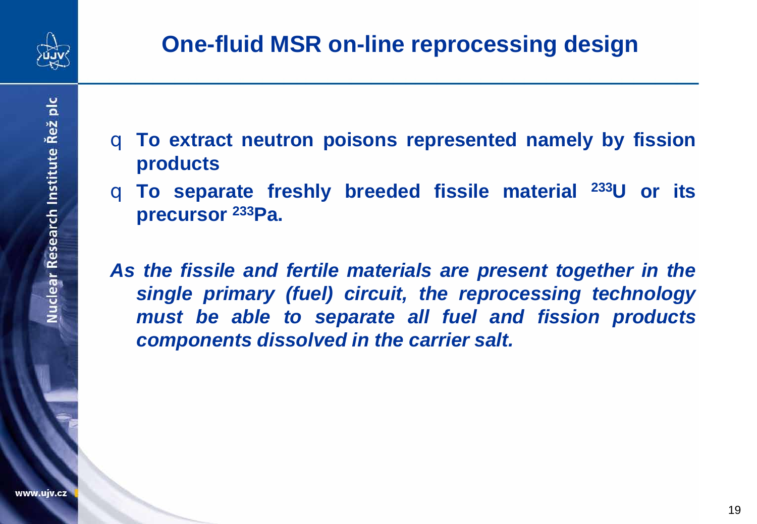# One-fluid MSR on-line reprocessing design

- **To extract neutron poisons represented namely by fission products**
- **To separate freshly breeded fissile material $^{233}$U or its precursor $^{233}$Pa.**

***As the fissile and fertile materials are present together in the single primary (fuel) circuit, the reprocessing technology must be able to separate all fuel and fission products components dissolved in the carrier salt.***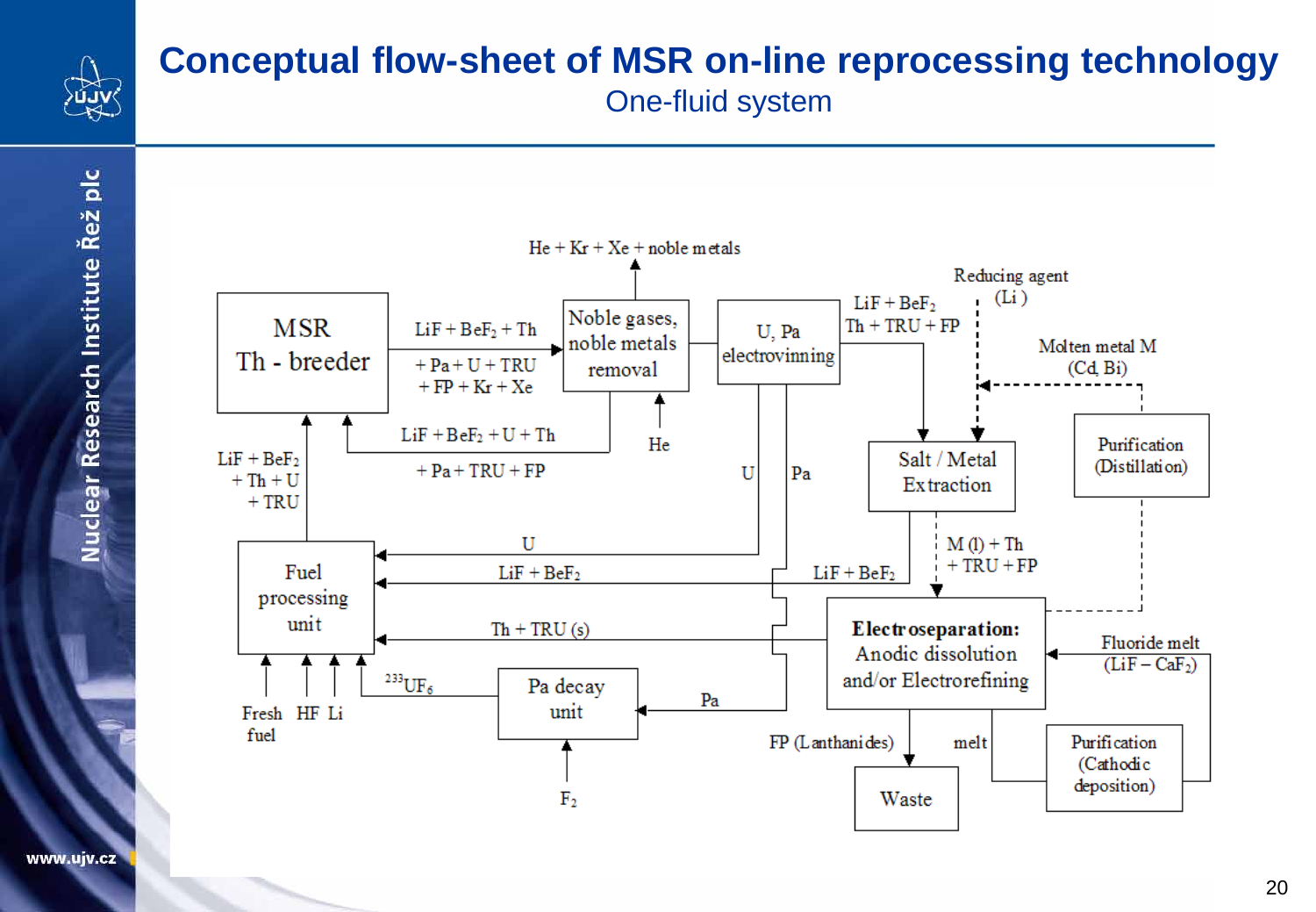# Conceptual flow-sheet of MSR on-line reprocessing technology

## One-fluid system

MSR Th - breeder

$LiF + BeF_2 + Th + Pa + U + TRU + FP + Kr + Xe$

Noble gases, noble metals removal

$He + Kr + Xe$ + noble metals

He

$LiF + BeF_2 + U + Th + Pa + TRU + FP$

U, Pa electrovinning

$LiF + BeF_2$ Th + TRU + FP

Reducing agent (Li)

Molten metal M (Cd, Bi)

Purification (Distillation)

Salt / Metal Extraction

U

Pa

$LiF + BeF_2 + Th + U + TRU$

Fuel processing unit

U

$LiF + BeF_2$

$LiF + BeF_2$

M (l) + Th + TRU + FP

Th + TRU (s)

Electroseparation: Anodic dissolution and/or Electrorefining

Fluoride melt ($LiF - CaF_2$)

Fresh fuel

HF

Li

$^{233}UF_6$

Pa decay unit

Pa

$F_2$

FP (Lanthanides)

Waste

melt

Purification (Cathodic deposition)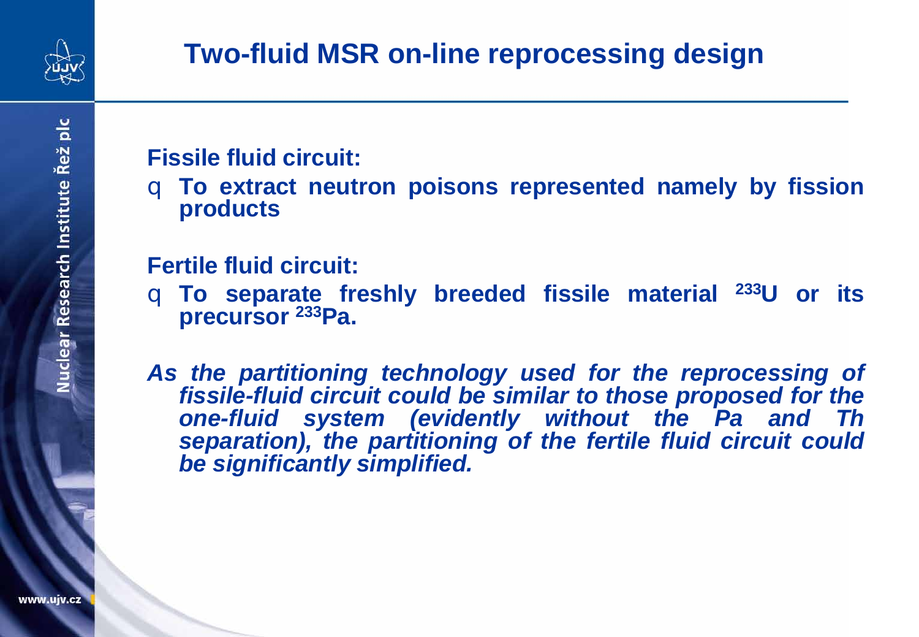# Two-fluid MSR on-line reprocessing design

**Fissile fluid circuit:**

- **To extract neutron poisons represented namely by fission products**

**Fertile fluid circuit:**

- **To separate freshly breeded fissile material $^{233}$U or its precursor $^{233}$Pa.**

***As the partitioning technology used for the reprocessing of fissile-fluid circuit could be similar to those proposed for the one-fluid system (evidently without the Pa and Th separation), the partitioning of the fertile fluid circuit could be significantly simplified.***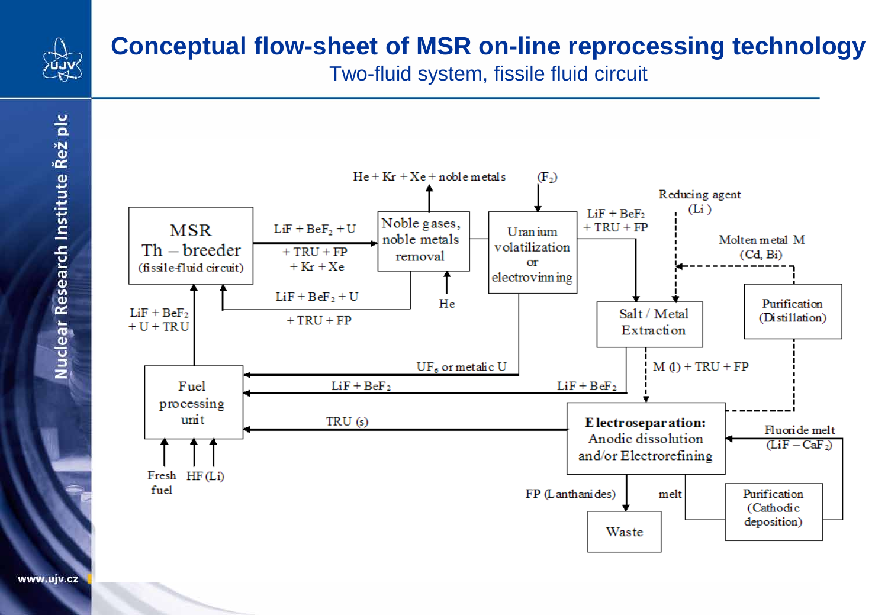# Conceptual flow-sheet of MSR on-line reprocessing technology

Two-fluid system, fissile fluid circuit

MSR
Th – breeder
(fissile-fluid circuit)

$LiF + BeF_2 + U + TRU + FP + Kr + Xe$

Noble gases, noble metals removal

$He + Kr + Xe +$ noble metals

He

$LiF + BeF_2 + U + TRU + FP$

Uranium volatilization or electrovinning

($F_2$)

$LiF + BeF_2 + TRU + FP$

Reducing agent (Li)

Molten metal M (Cd, Bi)

Purification (Distillation)

Salt / Metal Extraction

M (l) + TRU + FP

$LiF + BeF_2 + U + TRU$

Fuel processing unit

$UF_6$ or metalic U

$LiF + BeF_2$

TRU (s)

Fresh fuel

HF (Li)

**Electroseparation:** Anodic dissolution and/or Electrorefining

Fluoride melt ($LiF - CaF_2$)

FP (Lanthanides)

melt

Waste

Purification (Cathodic deposition)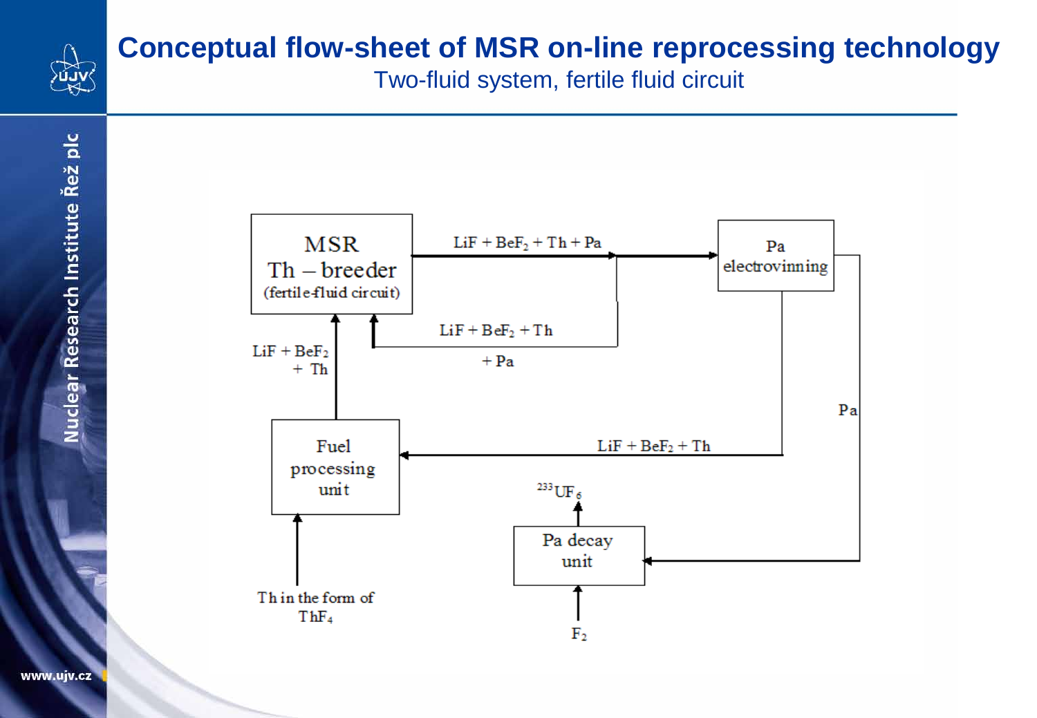# Conceptual flow-sheet of MSR on-line reprocessing technology

Two-fluid system, fertile fluid circuit

MSR Th – breeder (fertile-fluid circuit)

$LiF + BeF_2 + Th + Pa$

Pa electrovinning

$LiF + BeF_2 + Th$ $+ Pa$

$LiF + BeF_2 + Th$

Pa

Fuel processing unit

$LiF + BeF_2 + Th$

$^{233}UF_6$

Pa decay unit

Th in the form of $ThF_4$

$F_2$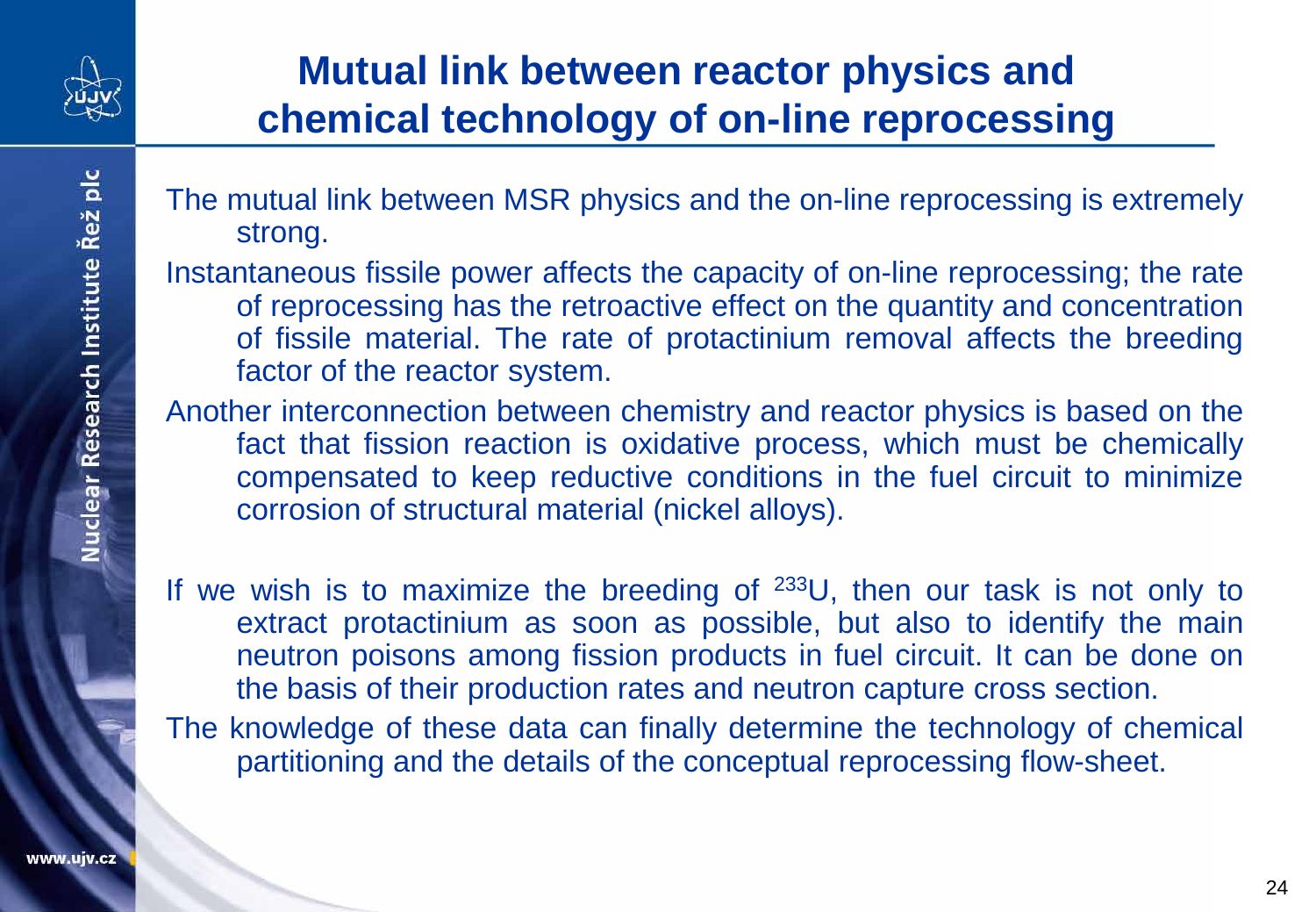# Mutual link between reactor physics and chemical technology of on-line reprocessing

The mutual link between MSR physics and the on-line reprocessing is extremely strong.

Instantaneous fissile power affects the capacity of on-line reprocessing; the rate of reprocessing has the retroactive effect on the quantity and concentration of fissile material. The rate of protactinium removal affects the breeding factor of the reactor system.

Another interconnection between chemistry and reactor physics is based on the fact that fission reaction is oxidative process, which must be chemically compensated to keep reductive conditions in the fuel circuit to minimize corrosion of structural material (nickel alloys).

If we wish is to maximize the breeding of $^{233}U$, then our task is not only to extract protactinium as soon as possible, but also to identify the main neutron poisons among fission products in fuel circuit. It can be done on the basis of their production rates and neutron capture cross section.

The knowledge of these data can finally determine the technology of chemical partitioning and the details of the conceptual reprocessing flow-sheet.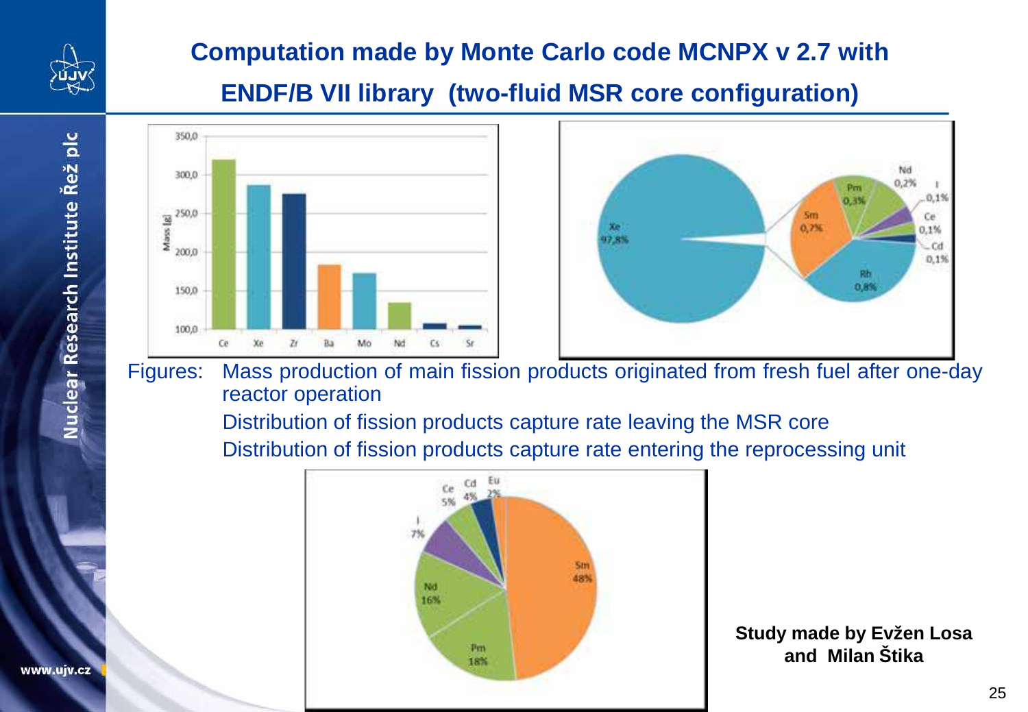## Computation made by Monte Carlo code MCNPX v 2.7 with ENDF/B VII library (two-fluid MSR core configuration)

Figures: Mass production of main fission products originated from fresh fuel after one-day reactor operation

Distribution of fission products capture rate leaving the MSR core

Distribution of fission products capture rate entering the reprocessing unit

**Study made by Evžen Losa and Milan Štika**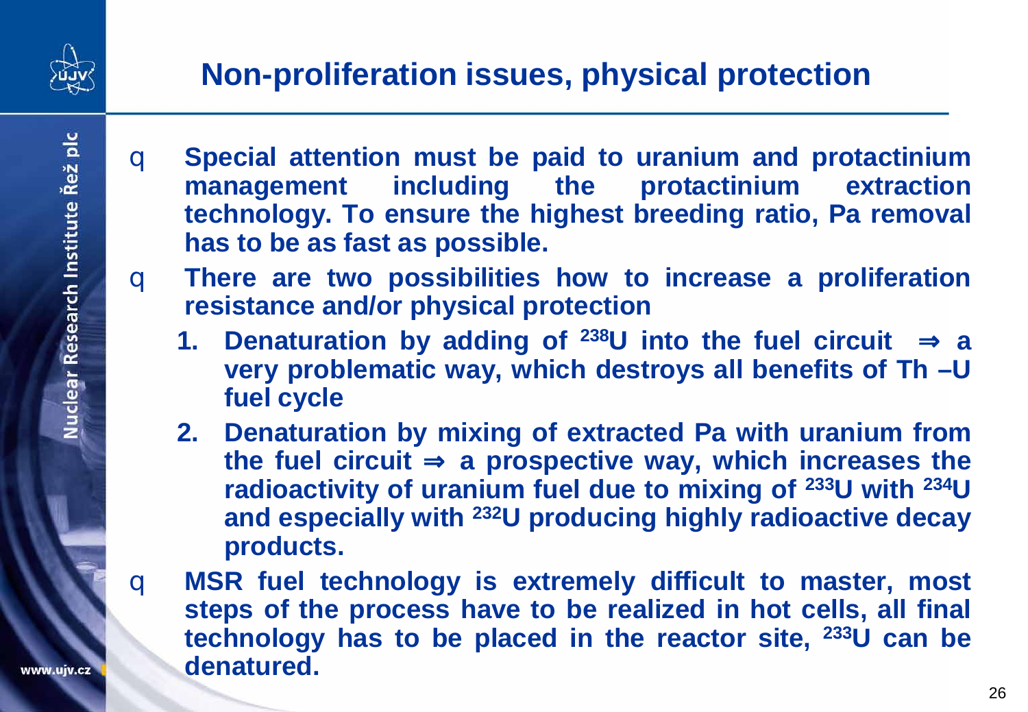# Non-proliferation issues, physical protection

- **Special attention must be paid to uranium and protactinium management including the protactinium extraction technology. To ensure the highest breeding ratio, Pa removal has to be as fast as possible.**
- **There are two possibilities how to increase a proliferation resistance and/or physical protection**
  1. **Denaturation by adding of $^{238}U$ into the fuel circuit ⇒ a very problematic way, which destroys all benefits of Th –U fuel cycle**
  2. **Denaturation by mixing of extracted Pa with uranium from the fuel circuit ⇒ a prospective way, which increases the radioactivity of uranium fuel due to mixing of $^{233}U$ with $^{234}U$ and especially with $^{232}U$ producing highly radioactive decay products.**
- **MSR fuel technology is extremely difficult to master, most steps of the process have to be realized in hot cells, all final technology has to be placed in the reactor site, $^{233}U$ can be denatured.**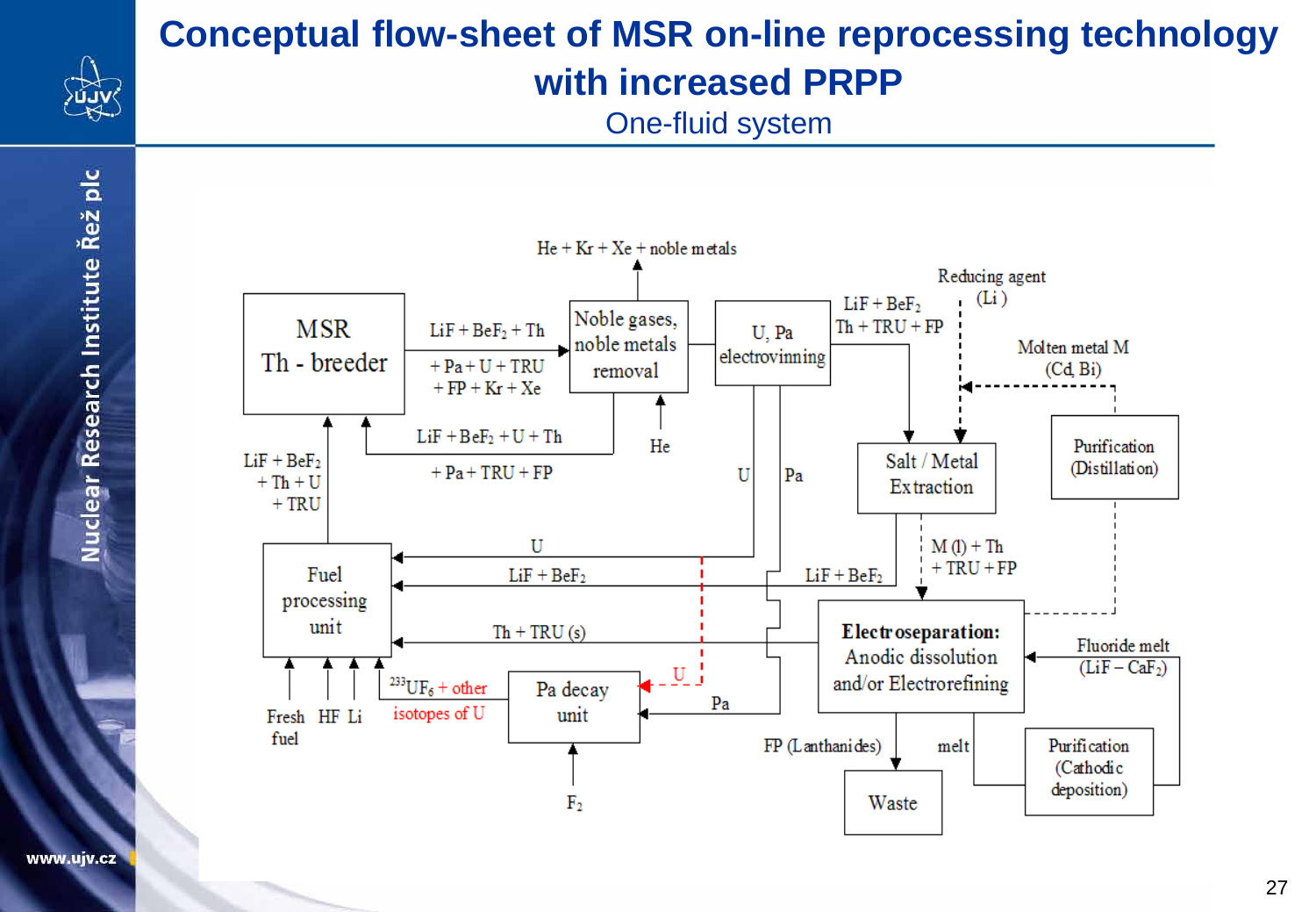# Conceptual flow-sheet of MSR on-line reprocessing technology with increased PRPP

One-fluid system

MSR Th - breeder

$LiF + BeF_2 + Th + Pa + U + TRU + FP + Kr + Xe$

Noble gases, noble metals removal

He + Kr + Xe + noble metals

He

U, Pa electrovinning

$LiF + BeF_2$ Th + TRU + FP

Reducing agent (Li)

Molten metal M (Cd, Bi)

Purification (Distillation)

Salt / Metal Extraction

M (l) + Th + TRU + FP

$LiF + BeF_2 + U + Th + Pa + TRU + FP$

$LiF + BeF_2 + Th + U + TRU$

U

Pa

Fuel processing unit

U

$LiF + BeF_2$

$LiF + BeF_2$

Th + TRU (s)

Electroseparation: Anodic dissolution and/or Electrorefining

Fluoride melt ($LiF - CaF_2$)

Fresh fuel HF Li

$^{233}UF_6$ + other isotopes of U

Pa decay unit

U

Pa

$F_2$

FP (Lanthanides)

melt

Waste

Purification (Cathodic deposition)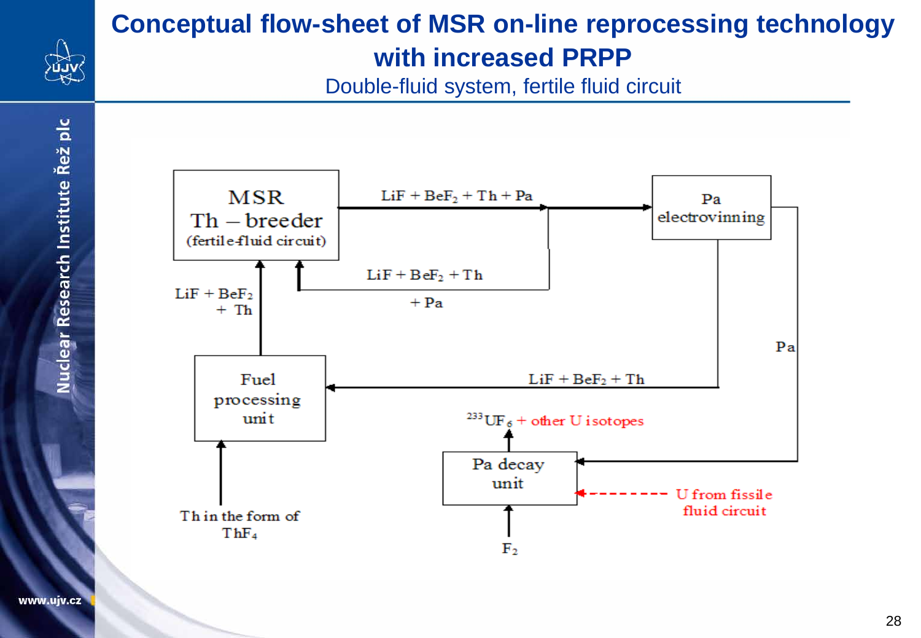# Conceptual flow-sheet of MSR on-line reprocessing technology with increased PRPP

Double-fluid system, fertile fluid circuit

MSR Th – breeder (fertile-fluid circuit)

$LiF + BeF_2 + Th + Pa$

Pa electrovinning

$LiF + BeF_2 + Th$ $+ Pa$

$LiF + BeF_2$ $+ Th$

Pa

Fuel processing unit

$LiF + BeF_2 + Th$

$^{233}UF_6$ + other U isotopes

Pa decay unit

U from fissile fluid circuit

Th in the form of $ThF_4$

$F_2$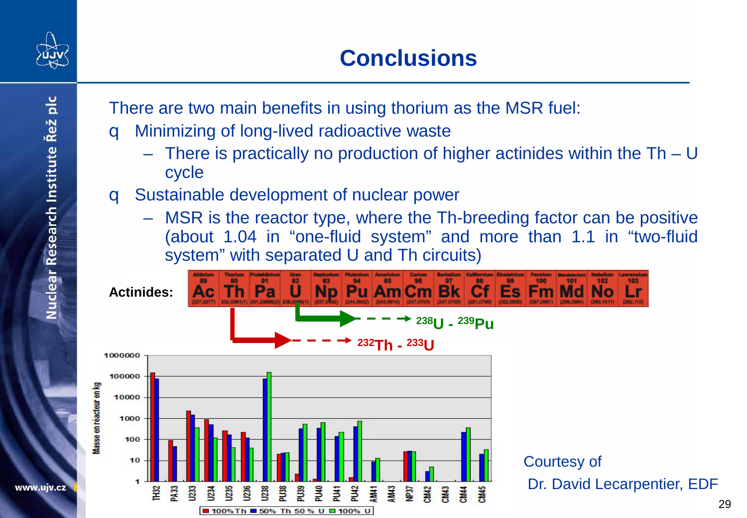# Conclusions

There are two main benefits in using thorium as the MSR fuel:

- Minimizing of long-lived radioactive waste
  - There is practically no production of higher actinides within the Th – U cycle
- Sustainable development of nuclear power
  - MSR is the reactor type, where the Th-breeding factor can be positive (about 1.04 in "one-fluid system" and more than 1.1 in "two-fluid system" with separated U and Th circuits)

**Actinides:** Ac Th Pa U Np Pu Am Cm Bk Cf Es Fm Md No Lr

$^{238}U$ - $^{239}Pu$

$^{232}Th$ - $^{233}U$

Masse en réacteur en kg

TH32, PA33, U233, U234, U235, U236, U238, PU38, PU39, PU40, PU41, PU42, AM41, AM43, NP37, CM42, CM43, CM44, CM45

100% Th | 50% Th 50 % U | 100% U

Courtesy of
Dr. David Lecarpentier, EDF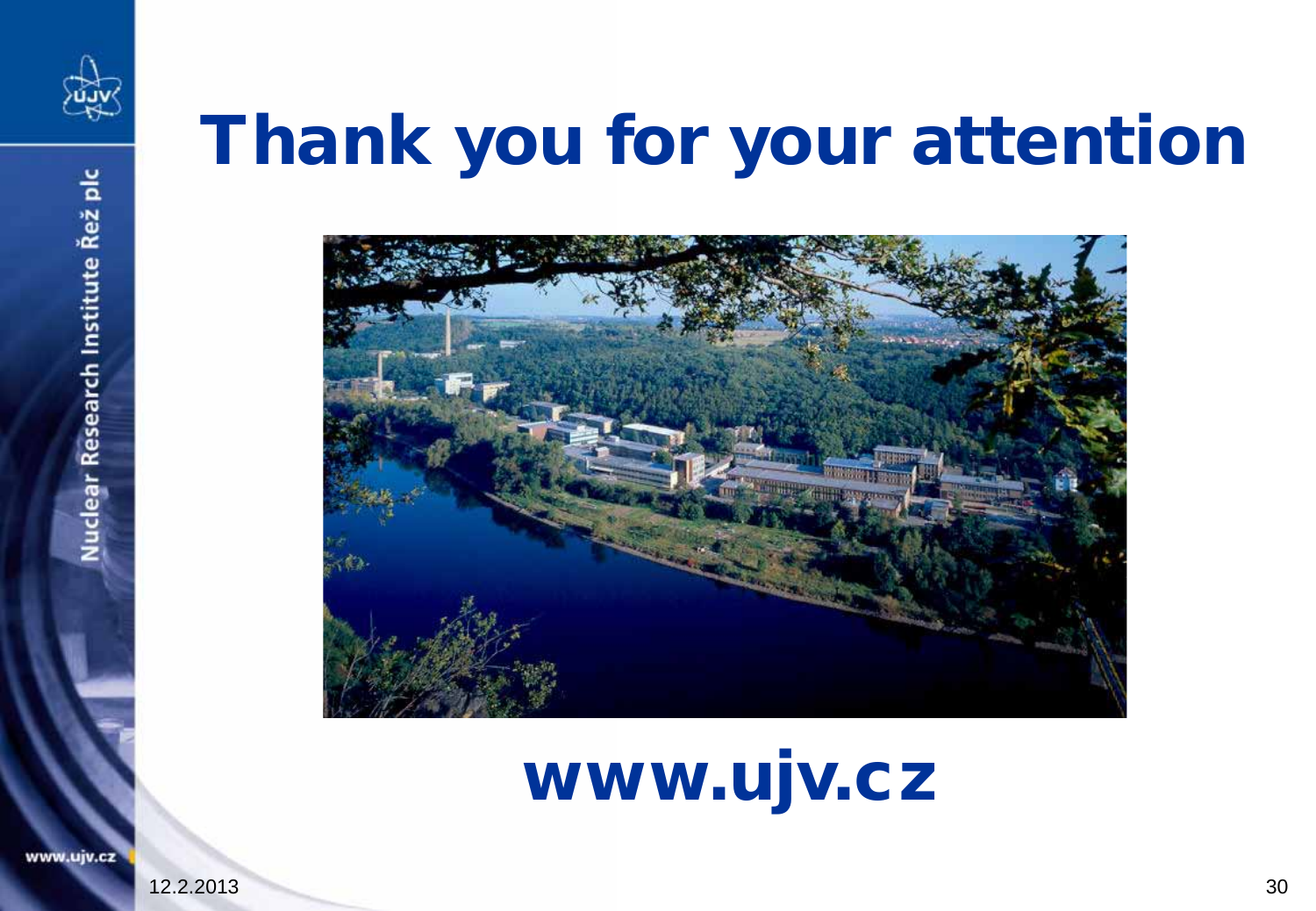# Thank you for your attention

**www.ujv.cz**